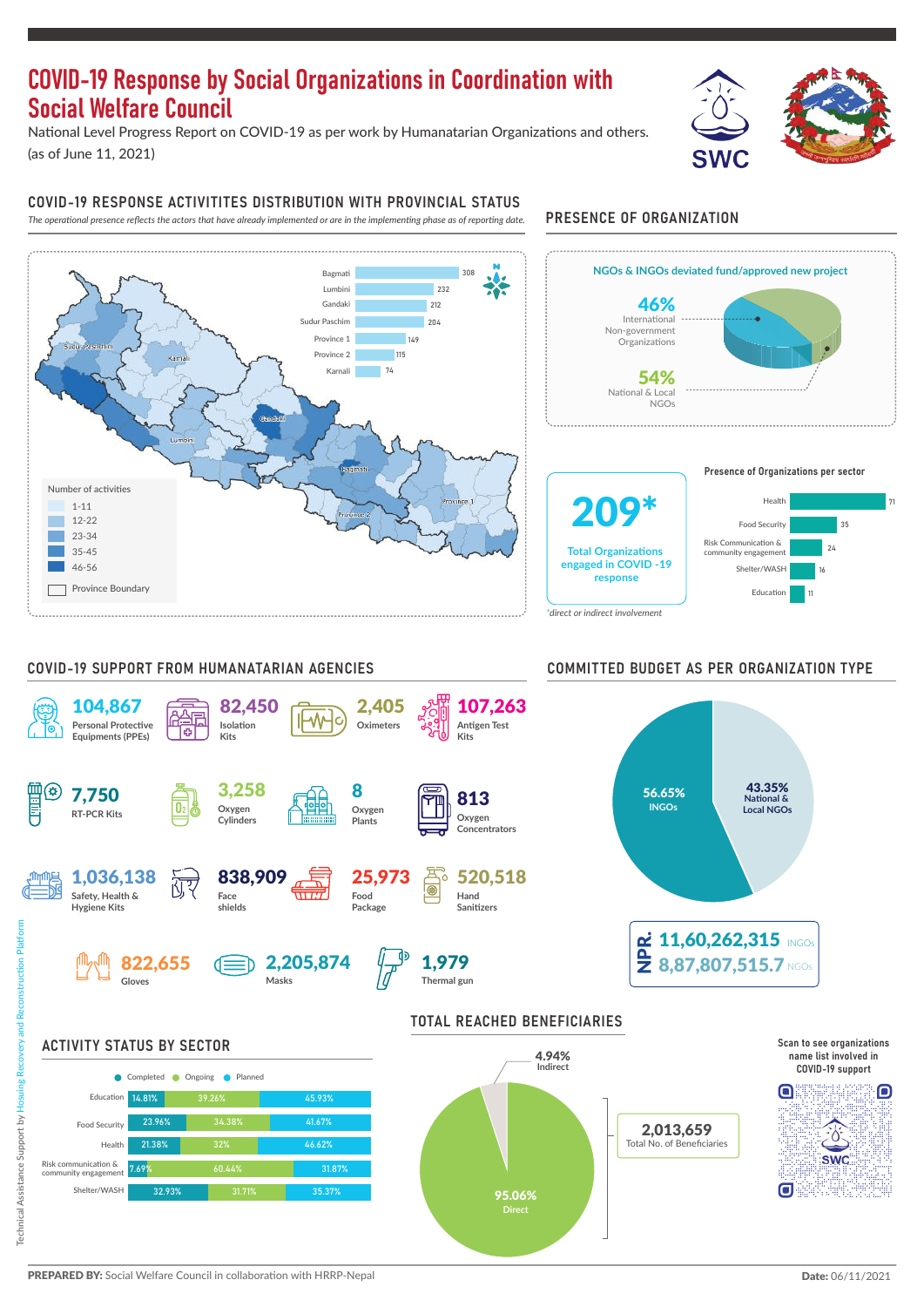# COVID-19 Response by Social Organizations in Coordination with Social Welfare Council

National Level Progress Report on COVID-19 as per work by Humanatarian Organizations and others.
(as of June 11, 2021)

SWC

## COVID-19 RESPONSE ACTIVITITES DISTRIBUTION WITH PROVINCIAL STATUS

*The operational presence reflects the actors that have already implemented or are in the implementing phase as of reporting date.*

| Province | Activities |
|---|---|
| Bagmati | 308 |
| Lumbini | 232 |
| Gandaki | 212 |
| Sudur Paschim | 204 |
| Province 1 | 149 |
| Province 2 | 115 |
| Karnali | 74 |

Number of activities
- 1-11
- 12-22
- 23-34
- 35-45
- 46-56
- Province Boundary

## PRESENCE OF ORGANIZATION

NGOs & INGOs deviated fund/approved new project

- 46% International Non-government Organizations
- 54% National & Local NGOs

**209*** Total Organizations engaged in COVID -19 response

*direct or indirect involvement

Presence of Organizations per sector

| Sector | Organizations |
|---|---|
| Health | 71 |
| Food Security | 35 |
| Risk Communication & community engagement | 24 |
| Shelter/WASH | 16 |
| Education | 11 |

## COVID-19 SUPPORT FROM HUMANATARIAN AGENCIES

| Item | Quantity |
|---|---|
| Personal Protective Equipments (PPEs) | 104,867 |
| Isolation Kits | 82,450 |
| Oximeters | 2,405 |
| Antigen Test Kits | 107,263 |
| RT-PCR Kits | 7,750 |
| Oxygen Cylinders | 3,258 |
| Oxygen Plants | 8 |
| Oxygen Concentrators | 813 |
| Safety, Health & Hygiene Kits | 1,036,138 |
| Face shields | 838,909 |
| Food Package | 25,973 |
| Hand Sanitizers | 520,518 |
| Gloves | 822,655 |
| Masks | 2,205,874 |
| Thermal gun | 1,979 |

## COMMITTED BUDGET AS PER ORGANIZATION TYPE

- 56.65% INGOs
- 43.35% National & Local NGOs

NPR.
- 11,60,262,315 INGOs
- 8,87,807,515.7 NGOs

## ACTIVITY STATUS BY SECTOR

| Sector | Completed | Ongoing | Planned |
|---|---|---|---|
| Education | 14.81% | 39.26% | 45.93% |
| Food Security | 23.96% | 34.38% | 41.67% |
| Health | 21.38% | 32% | 46.62% |
| Risk communication & community engagement | 7.69% | 60.44% | 31.87% |
| Shelter/WASH | 32.93% | 31.71% | 35.37% |

## TOTAL REACHED BENEFICIARIES

- 4.94% Indirect
- 95.06% Direct

**2,013,659** Total No. of Beneficiaries

Scan to see organizations name list involved in COVID-19 support

Technical Assistance Support by Housing Recovery and Reconstruction Platform

**PREPARED BY:** Social Welfare Council in collaboration with HRRP-Nepal

**Date:** 06/11/2021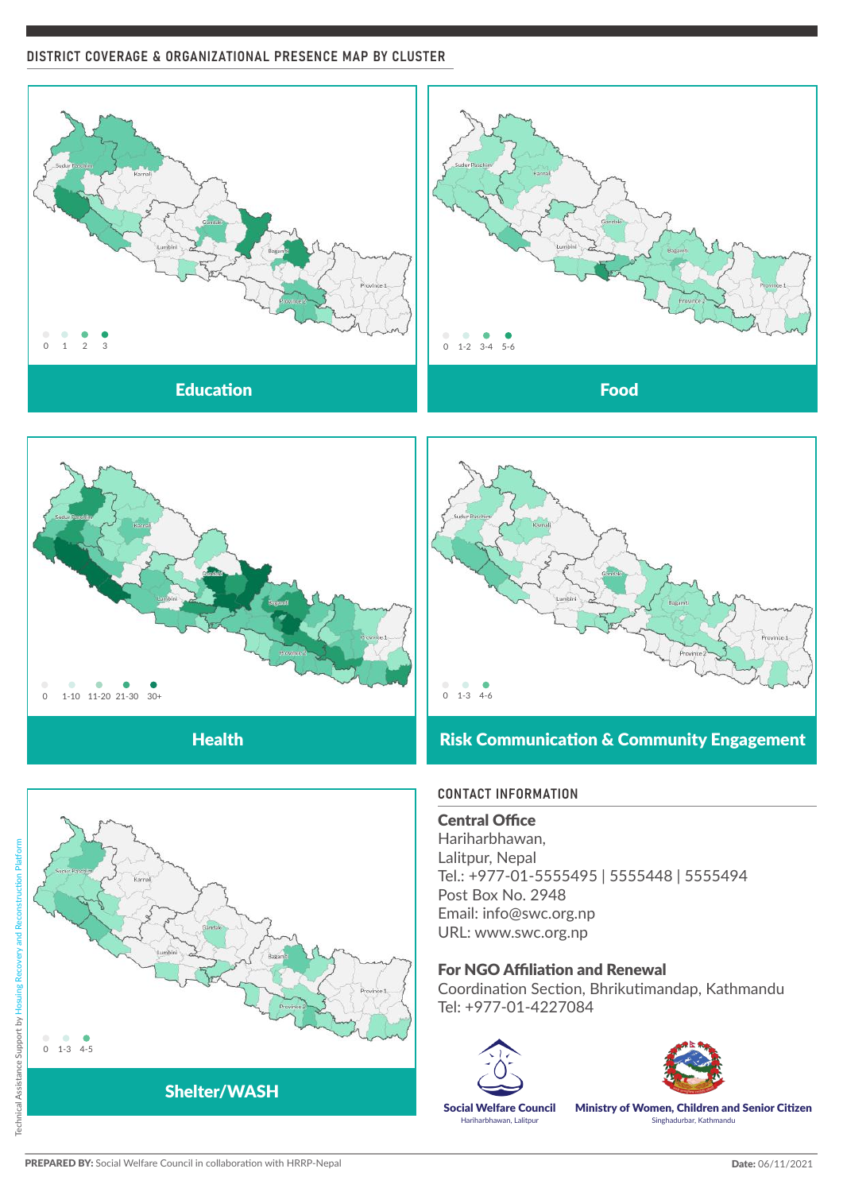## DISTRICT COVERAGE & ORGANIZATIONAL PRESENCE MAP BY CLUSTER

Sudur Paschim
Karnali
Gandaki
Lumbini
Bagamti
Province 1
Province 2

0 1 2 3

**Education**

Sudur Paschim
Karnali
Gandaki
Lumbini
Bagamti
Province 1
Province 2

0 1-2 3-4 5-6

**Food**

Sudur Paschim
Karnali
Gandaki
Lumbini
Bagamti
Province 1
Province 2

0 1-10 11-20 21-30 30+

**Health**

Sudur Paschim
Karnali
Gandaki
Lumbini
Bagamti
Province 1
Province 2

0 1-3 4-6

**Risk Communication & Community Engagement**

Sudur Paschim
Karnali
Gandaki
Lumbini
Bagamti
Province 1
Province 2

0 1-3 4-5

**Shelter/WASH**

### CONTACT INFORMATION

**Central Office**
Hariharbhawan,
Lalitpur, Nepal
Tel.: +977-01-5555495 | 5555448 | 5555494
Post Box No. 2948
Email: info@swc.org.np
URL: www.swc.org.np

**For NGO Affiliation and Renewal**
Coordination Section, Bhrikutimandap, Kathmandu
Tel: +977-01-4227084

**Social Welfare Council**
Hariharbhawan, Lalitpur

**Ministry of Women, Children and Senior Citizen**
Singhadurbar, Kathmandu

Technical Assistance Support by Housing Recovery and Reconstruction Platform

**PREPARED BY:** Social Welfare Council in collaboration with HRRP-Nepal

**Date:** 06/11/2021